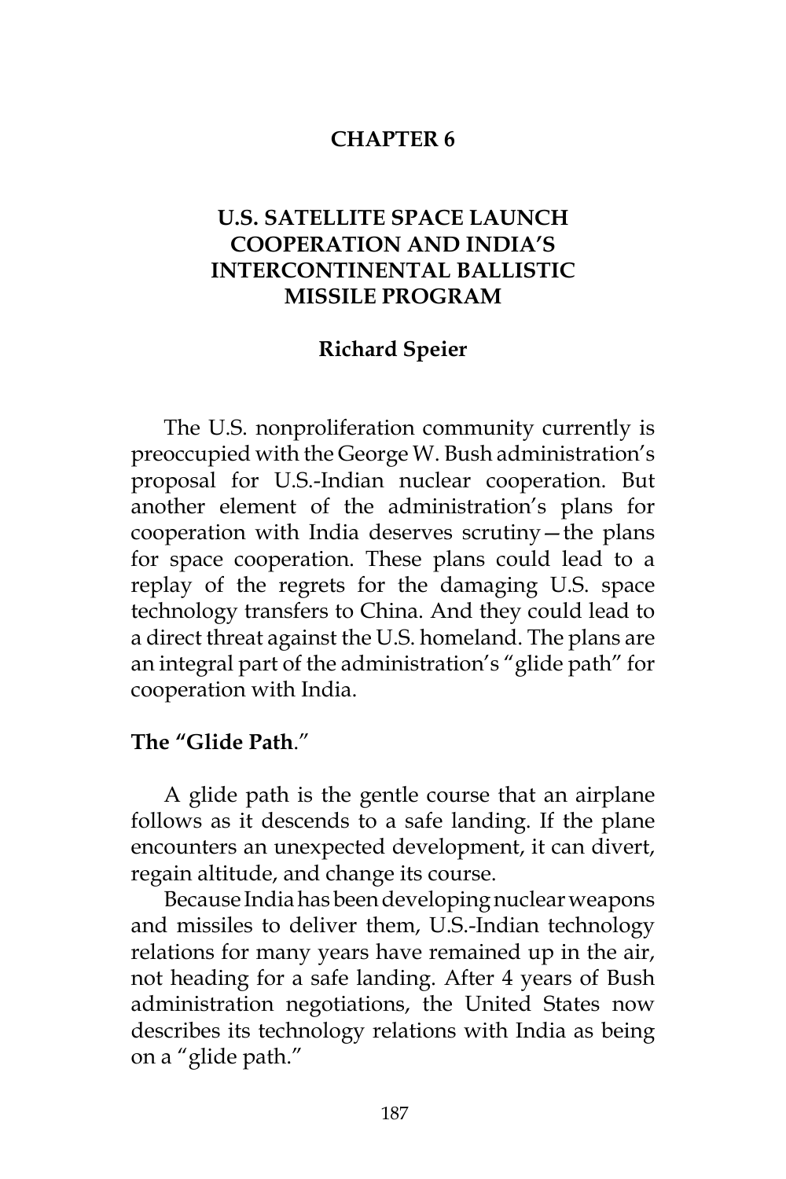# CHAPTER 6

# U.S. SATELLITE SPACE LAUNCH COOPERATION AND INDIA'S INTERCONTINENTAL BALLISTIC MISSILE PROGRAM

**Richard Speier**

The U.S. nonproliferation community currently is preoccupied with the George W. Bush administration's proposal for U.S.-Indian nuclear cooperation. But another element of the administration's plans for cooperation with India deserves scrutiny—the plans for space cooperation. These plans could lead to a replay of the regrets for the damaging U.S. space technology transfers to China. And they could lead to a direct threat against the U.S. homeland. The plans are an integral part of the administration's "glide path" for cooperation with India.

## The "Glide Path."

A glide path is the gentle course that an airplane follows as it descends to a safe landing. If the plane encounters an unexpected development, it can divert, regain altitude, and change its course.

Because India has been developing nuclear weapons and missiles to deliver them, U.S.-Indian technology relations for many years have remained up in the air, not heading for a safe landing. After 4 years of Bush administration negotiations, the United States now describes its technology relations with India as being on a "glide path."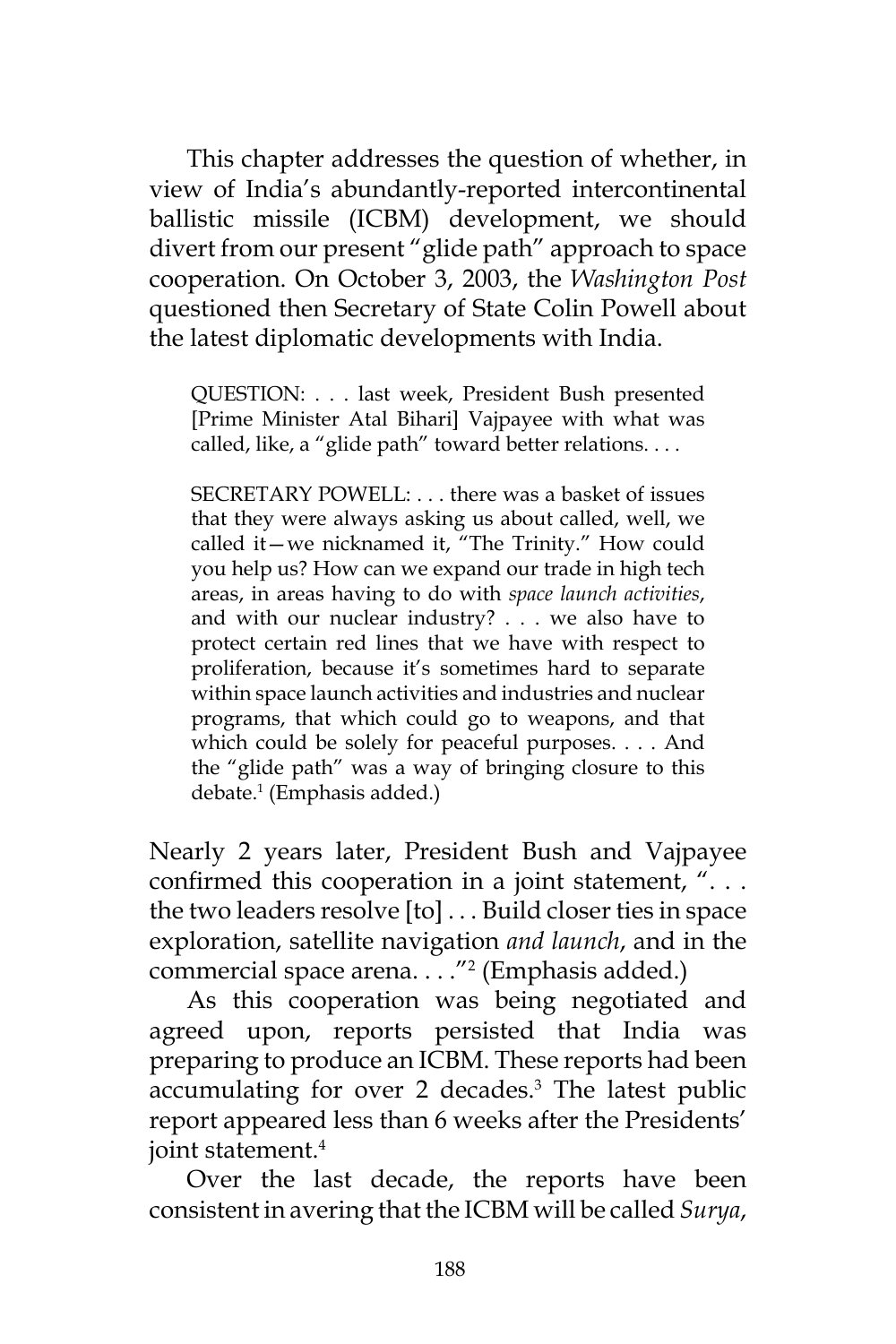This chapter addresses the question of whether, in view of India's abundantly-reported intercontinental ballistic missile (ICBM) development, we should divert from our present "glide path" approach to space cooperation. On October 3, 2003, the *Washington Post* questioned then Secretary of State Colin Powell about the latest diplomatic developments with India.

> QUESTION: . . . last week, President Bush presented [Prime Minister Atal Bihari] Vajpayee with what was called, like, a "glide path" toward better relations. . . .
>
> SECRETARY POWELL: . . . there was a basket of issues that they were always asking us about called, well, we called it—we nicknamed it, "The Trinity." How could you help us? How can we expand our trade in high tech areas, in areas having to do with *space launch activities*, and with our nuclear industry? . . . we also have to protect certain red lines that we have with respect to proliferation, because it's sometimes hard to separate within space launch activities and industries and nuclear programs, that which could go to weapons, and that which could be solely for peaceful purposes. . . . And the "glide path" was a way of bringing closure to this debate.[1] (Emphasis added.)

Nearly 2 years later, President Bush and Vajpayee confirmed this cooperation in a joint statement, ". . . the two leaders resolve [to] . . . Build closer ties in space exploration, satellite navigation *and launch*, and in the commercial space arena. . . ."[2] (Emphasis added.)

As this cooperation was being negotiated and agreed upon, reports persisted that India was preparing to produce an ICBM. These reports had been accumulating for over 2 decades.[3] The latest public report appeared less than 6 weeks after the Presidents' joint statement.[4]

Over the last decade, the reports have been consistent in avering that the ICBM will be called *Surya*,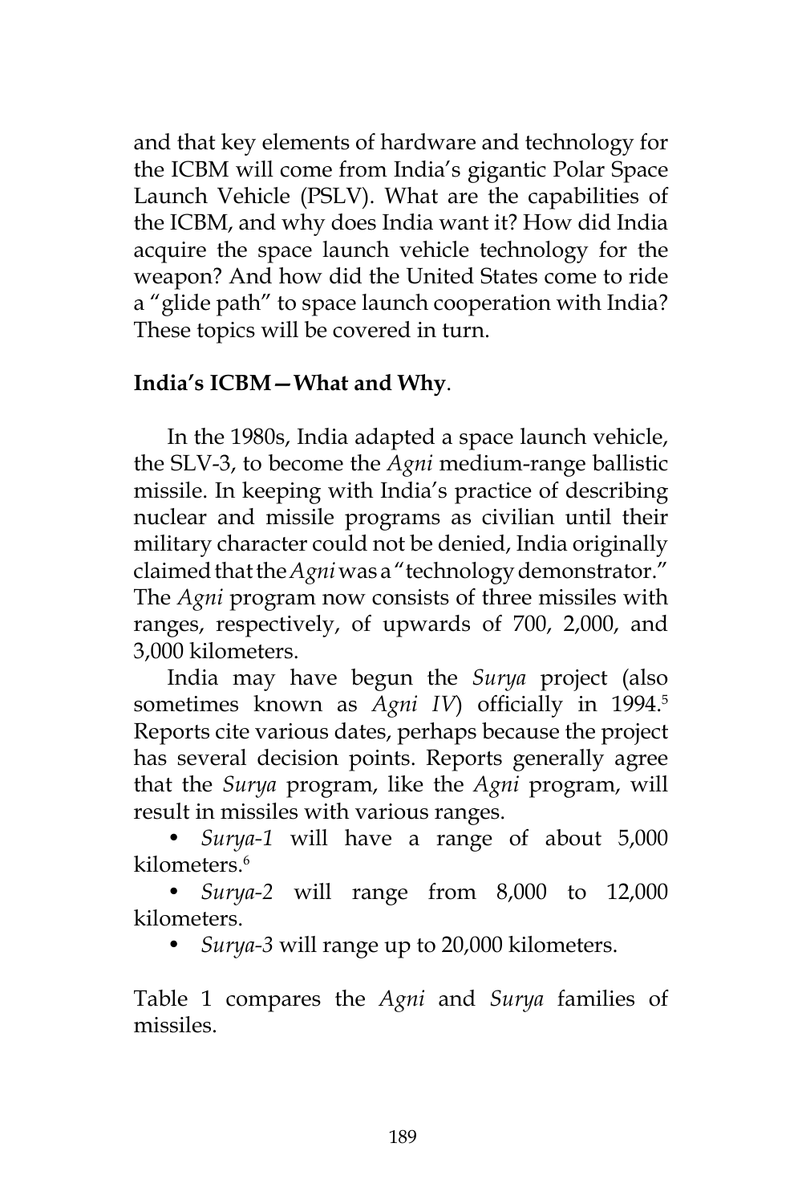and that key elements of hardware and technology for the ICBM will come from India's gigantic Polar Space Launch Vehicle (PSLV). What are the capabilities of the ICBM, and why does India want it? How did India acquire the space launch vehicle technology for the weapon? And how did the United States come to ride a "glide path" to space launch cooperation with India? These topics will be covered in turn.

**India's ICBM—What and Why**.

In the 1980s, India adapted a space launch vehicle, the SLV-3, to become the *Agni* medium-range ballistic missile. In keeping with India's practice of describing nuclear and missile programs as civilian until their military character could not be denied, India originally claimed that the *Agni* was a "technology demonstrator." The *Agni* program now consists of three missiles with ranges, respectively, of upwards of 700, 2,000, and 3,000 kilometers.

India may have begun the *Surya* project (also sometimes known as *Agni IV*) officially in 1994.[5] Reports cite various dates, perhaps because the project has several decision points. Reports generally agree that the *Surya* program, like the *Agni* program, will result in missiles with various ranges.

- *Surya-1* will have a range of about 5,000 kilometers.[6]
- *Surya-2* will range from 8,000 to 12,000 kilometers.
- *Surya-3* will range up to 20,000 kilometers.

Table 1 compares the *Agni* and *Surya* families of missiles.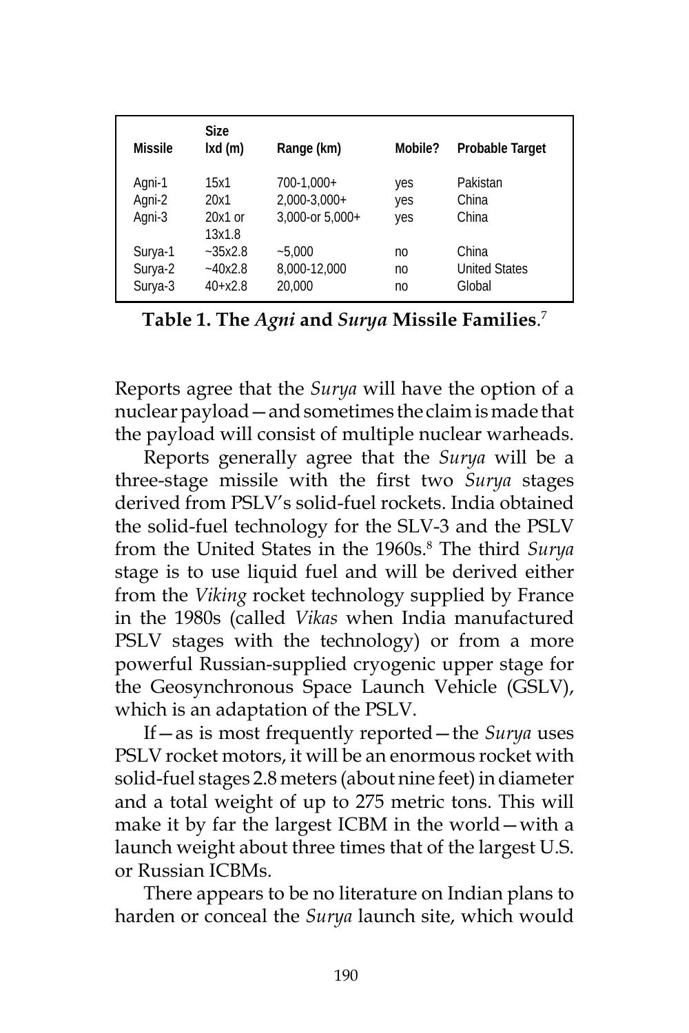| Missile | Size lxd (m) | Range (km) | Mobile? | Probable Target |
|---|---|---|---|---|
| Agni-1 | 15x1 | 700-1,000+ | yes | Pakistan |
| Agni-2 | 20x1 | 2,000-3,000+ | yes | China |
| Agni-3 | 20x1 or 13x1.8 | 3,000-or 5,000+ | yes | China |
| Surya-1 | ~35x2.8 | ~5,000 | no | China |
| Surya-2 | ~40x2.8 | 8,000-12,000 | no | United States |
| Surya-3 | 40+x2.8 | 20,000 | no | Global |

**Table 1. The *Agni* and *Surya* Missile Families**.[7]

Reports agree that the *Surya* will have the option of a nuclear payload—and sometimes the claim is made that the payload will consist of multiple nuclear warheads.

Reports generally agree that the *Surya* will be a three-stage missile with the first two *Surya* stages derived from PSLV's solid-fuel rockets. India obtained the solid-fuel technology for the SLV-3 and the PSLV from the United States in the 1960s.[8] The third *Surya* stage is to use liquid fuel and will be derived either from the *Viking* rocket technology supplied by France in the 1980s (called *Vikas* when India manufactured PSLV stages with the technology) or from a more powerful Russian-supplied cryogenic upper stage for the Geosynchronous Space Launch Vehicle (GSLV), which is an adaptation of the PSLV.

If—as is most frequently reported—the *Surya* uses PSLV rocket motors, it will be an enormous rocket with solid-fuel stages 2.8 meters (about nine feet) in diameter and a total weight of up to 275 metric tons. This will make it by far the largest ICBM in the world—with a launch weight about three times that of the largest U.S. or Russian ICBMs.

There appears to be no literature on Indian plans to harden or conceal the *Surya* launch site, which would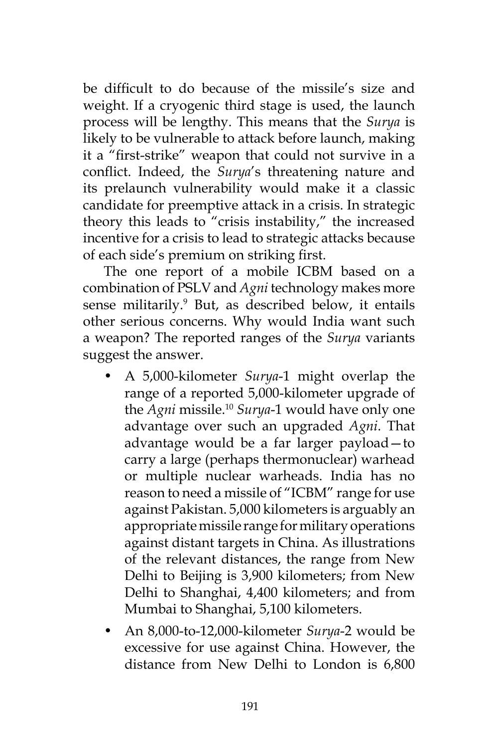be difficult to do because of the missile's size and weight. If a cryogenic third stage is used, the launch process will be lengthy. This means that the *Surya* is likely to be vulnerable to attack before launch, making it a "first-strike" weapon that could not survive in a conflict. Indeed, the *Surya*'s threatening nature and its prelaunch vulnerability would make it a classic candidate for preemptive attack in a crisis. In strategic theory this leads to "crisis instability," the increased incentive for a crisis to lead to strategic attacks because of each side's premium on striking first.

The one report of a mobile ICBM based on a combination of PSLV and *Agni* technology makes more sense militarily.[9] But, as described below, it entails other serious concerns. Why would India want such a weapon? The reported ranges of the *Surya* variants suggest the answer.

- A 5,000-kilometer *Surya*-1 might overlap the range of a reported 5,000-kilometer upgrade of the *Agni* missile.[10] *Surya*-1 would have only one advantage over such an upgraded *Agni*. That advantage would be a far larger payload—to carry a large (perhaps thermonuclear) warhead or multiple nuclear warheads. India has no reason to need a missile of "ICBM" range for use against Pakistan. 5,000 kilometers is arguably an appropriate missile range for military operations against distant targets in China. As illustrations of the relevant distances, the range from New Delhi to Beijing is 3,900 kilometers; from New Delhi to Shanghai, 4,400 kilometers; and from Mumbai to Shanghai, 5,100 kilometers.
- An 8,000-to-12,000-kilometer *Surya*-2 would be excessive for use against China. However, the distance from New Delhi to London is 6,800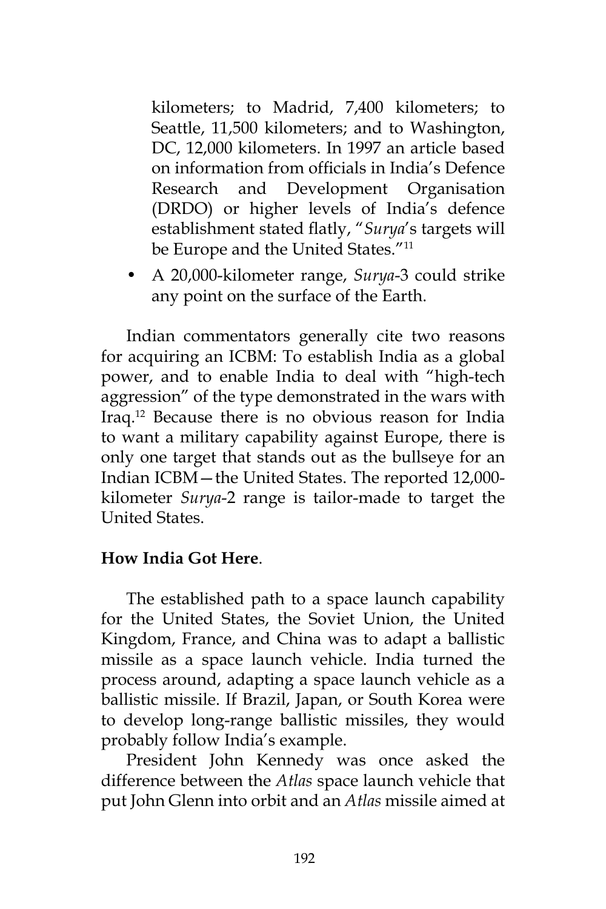kilometers; to Madrid, 7,400 kilometers; to Seattle, 11,500 kilometers; and to Washington, DC, 12,000 kilometers. In 1997 an article based on information from officials in India's Defence Research and Development Organisation (DRDO) or higher levels of India's defence establishment stated flatly, "*Surya*'s targets will be Europe and the United States."[11]

- A 20,000-kilometer range, *Surya*-3 could strike any point on the surface of the Earth.

Indian commentators generally cite two reasons for acquiring an ICBM: To establish India as a global power, and to enable India to deal with "high-tech aggression" of the type demonstrated in the wars with Iraq.[12] Because there is no obvious reason for India to want a military capability against Europe, there is only one target that stands out as the bullseye for an Indian ICBM—the United States. The reported 12,000-kilometer *Surya*-2 range is tailor-made to target the United States.

**How India Got Here**.

The established path to a space launch capability for the United States, the Soviet Union, the United Kingdom, France, and China was to adapt a ballistic missile as a space launch vehicle. India turned the process around, adapting a space launch vehicle as a ballistic missile. If Brazil, Japan, or South Korea were to develop long-range ballistic missiles, they would probably follow India's example.

President John Kennedy was once asked the difference between the *Atlas* space launch vehicle that put John Glenn into orbit and an *Atlas* missile aimed at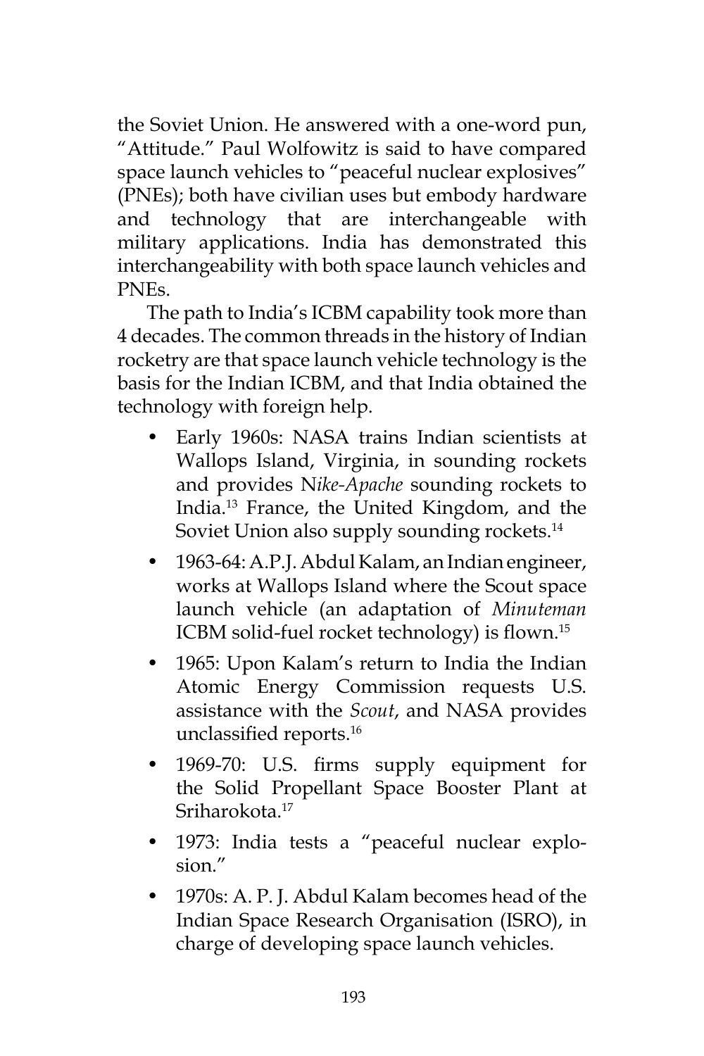the Soviet Union. He answered with a one-word pun, "Attitude." Paul Wolfowitz is said to have compared space launch vehicles to "peaceful nuclear explosives" (PNEs); both have civilian uses but embody hardware and technology that are interchangeable with military applications. India has demonstrated this interchangeability with both space launch vehicles and PNEs.

The path to India's ICBM capability took more than 4 decades. The common threads in the history of Indian rocketry are that space launch vehicle technology is the basis for the Indian ICBM, and that India obtained the technology with foreign help.

- Early 1960s: NASA trains Indian scientists at Wallops Island, Virginia, in sounding rockets and provides N*ike-Apache* sounding rockets to India.[13] France, the United Kingdom, and the Soviet Union also supply sounding rockets.[14]
- 1963-64: A.P.J. Abdul Kalam, an Indian engineer, works at Wallops Island where the Scout space launch vehicle (an adaptation of *Minuteman* ICBM solid-fuel rocket technology) is flown.[15]
- 1965: Upon Kalam's return to India the Indian Atomic Energy Commission requests U.S. assistance with the *Scout*, and NASA provides unclassified reports.[16]
- 1969-70: U.S. firms supply equipment for the Solid Propellant Space Booster Plant at Sriharokota.[17]
- 1973: India tests a "peaceful nuclear explosion."
- 1970s: A. P. J. Abdul Kalam becomes head of the Indian Space Research Organisation (ISRO), in charge of developing space launch vehicles.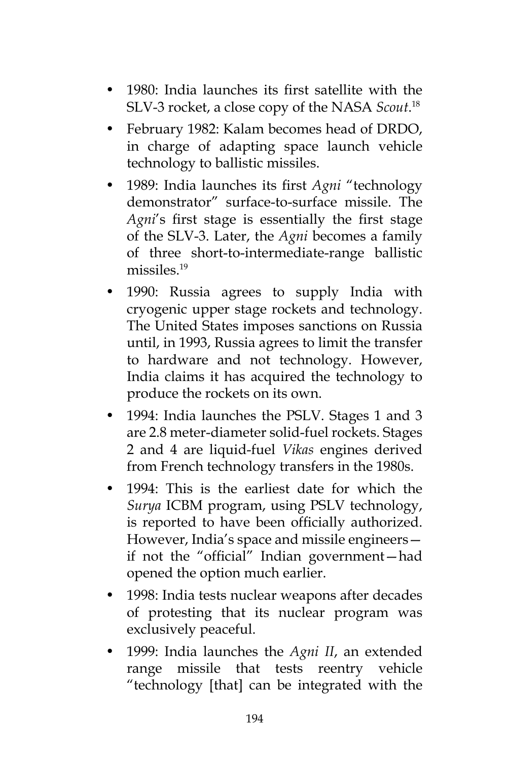- 1980: India launches its first satellite with the SLV-3 rocket, a close copy of the NASA *Scout*.[18]
- February 1982: Kalam becomes head of DRDO, in charge of adapting space launch vehicle technology to ballistic missiles.
- 1989: India launches its first *Agni* "technology demonstrator" surface-to-surface missile. The *Agni*'s first stage is essentially the first stage of the SLV-3. Later, the *Agni* becomes a family of three short-to-intermediate-range ballistic missiles.[19]
- 1990: Russia agrees to supply India with cryogenic upper stage rockets and technology. The United States imposes sanctions on Russia until, in 1993, Russia agrees to limit the transfer to hardware and not technology. However, India claims it has acquired the technology to produce the rockets on its own.
- 1994: India launches the PSLV. Stages 1 and 3 are 2.8 meter-diameter solid-fuel rockets. Stages 2 and 4 are liquid-fuel *Vikas* engines derived from French technology transfers in the 1980s.
- 1994: This is the earliest date for which the *Surya* ICBM program, using PSLV technology, is reported to have been officially authorized. However, India's space and missile engineers—if not the "official" Indian government—had opened the option much earlier.
- 1998: India tests nuclear weapons after decades of protesting that its nuclear program was exclusively peaceful.
- 1999: India launches the *Agni II*, an extended range missile that tests reentry vehicle "technology [that] can be integrated with the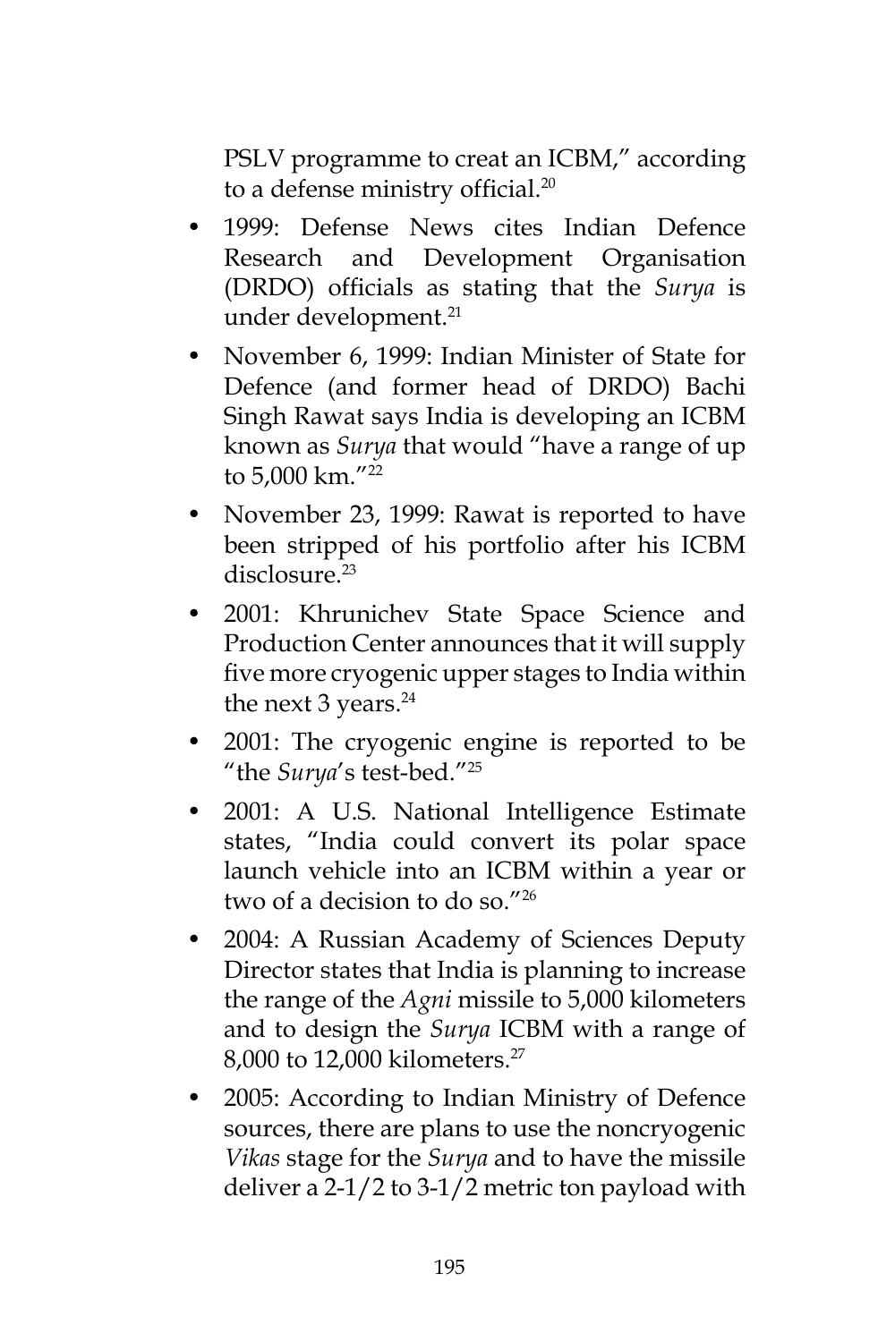PSLV programme to creat an ICBM," according to a defense ministry official.[20]

- 1999: Defense News cites Indian Defence Research and Development Organisation (DRDO) officials as stating that the *Surya* is under development.[21]
- November 6, 1999: Indian Minister of State for Defence (and former head of DRDO) Bachi Singh Rawat says India is developing an ICBM known as *Surya* that would "have a range of up to 5,000 km."[22]
- November 23, 1999: Rawat is reported to have been stripped of his portfolio after his ICBM disclosure.[23]
- 2001: Khrunichev State Space Science and Production Center announces that it will supply five more cryogenic upper stages to India within the next 3 years.[24]
- 2001: The cryogenic engine is reported to be "the *Surya*'s test-bed."[25]
- 2001: A U.S. National Intelligence Estimate states, "India could convert its polar space launch vehicle into an ICBM within a year or two of a decision to do so."[26]
- 2004: A Russian Academy of Sciences Deputy Director states that India is planning to increase the range of the *Agni* missile to 5,000 kilometers and to design the *Surya* ICBM with a range of 8,000 to 12,000 kilometers.[27]
- 2005: According to Indian Ministry of Defence sources, there are plans to use the noncryogenic *Vikas* stage for the *Surya* and to have the missile deliver a 2-1/2 to 3-1/2 metric ton payload with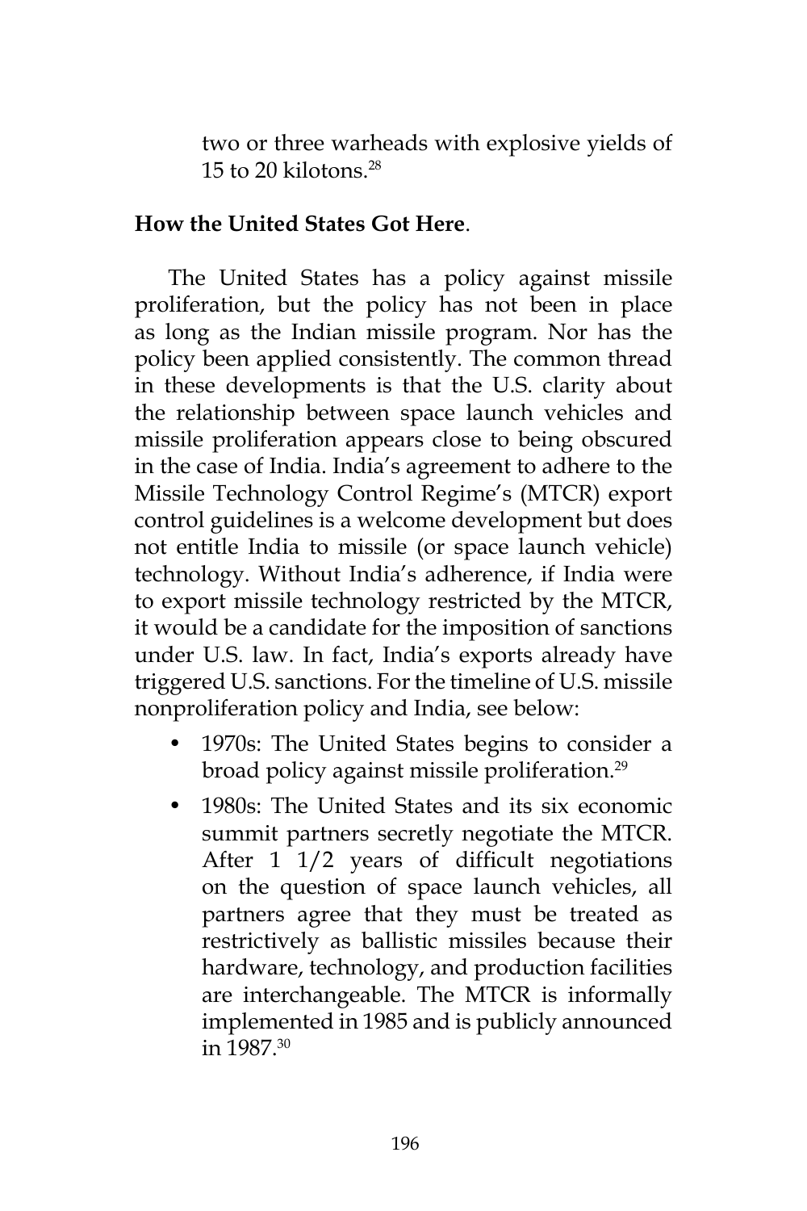two or three warheads with explosive yields of 15 to 20 kilotons.[28]

**How the United States Got Here**.

The United States has a policy against missile proliferation, but the policy has not been in place as long as the Indian missile program. Nor has the policy been applied consistently. The common thread in these developments is that the U.S. clarity about the relationship between space launch vehicles and missile proliferation appears close to being obscured in the case of India. India's agreement to adhere to the Missile Technology Control Regime's (MTCR) export control guidelines is a welcome development but does not entitle India to missile (or space launch vehicle) technology. Without India's adherence, if India were to export missile technology restricted by the MTCR, it would be a candidate for the imposition of sanctions under U.S. law. In fact, India's exports already have triggered U.S. sanctions. For the timeline of U.S. missile nonproliferation policy and India, see below:

- 1970s: The United States begins to consider a broad policy against missile proliferation.[29]
- 1980s: The United States and its six economic summit partners secretly negotiate the MTCR. After 1 1/2 years of difficult negotiations on the question of space launch vehicles, all partners agree that they must be treated as restrictively as ballistic missiles because their hardware, technology, and production facilities are interchangeable. The MTCR is informally implemented in 1985 and is publicly announced in 1987.[30]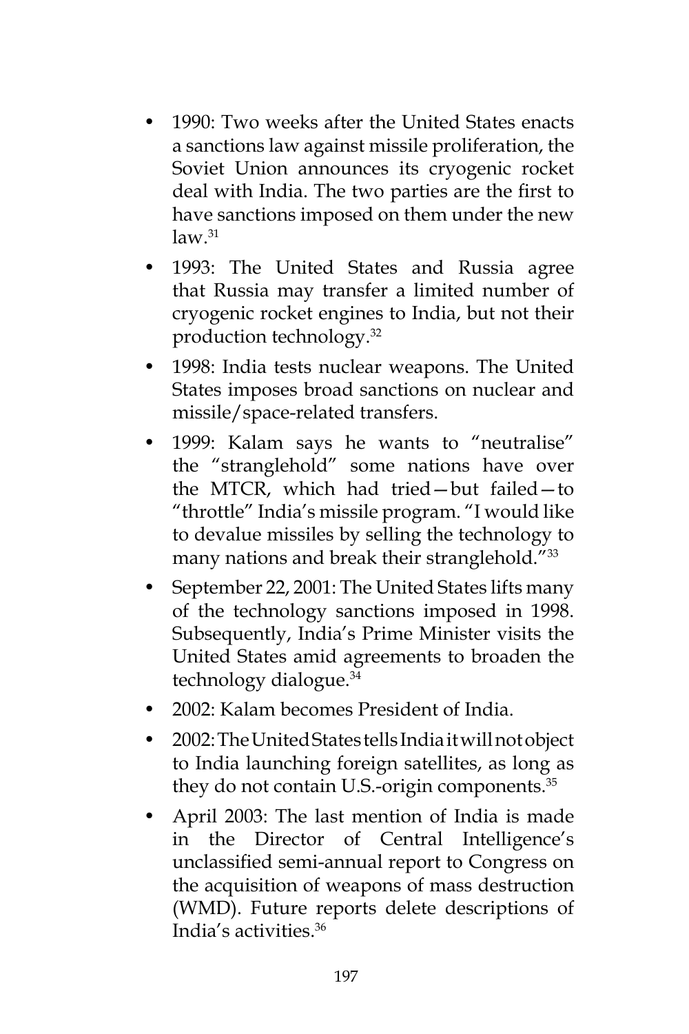- 1990: Two weeks after the United States enacts a sanctions law against missile proliferation, the Soviet Union announces its cryogenic rocket deal with India. The two parties are the first to have sanctions imposed on them under the new law.[31]
- 1993: The United States and Russia agree that Russia may transfer a limited number of cryogenic rocket engines to India, but not their production technology.[32]
- 1998: India tests nuclear weapons. The United States imposes broad sanctions on nuclear and missile/space-related transfers.
- 1999: Kalam says he wants to "neutralise" the "stranglehold" some nations have over the MTCR, which had tried—but failed—to "throttle" India's missile program. "I would like to devalue missiles by selling the technology to many nations and break their stranglehold."[33]
- September 22, 2001: The United States lifts many of the technology sanctions imposed in 1998. Subsequently, India's Prime Minister visits the United States amid agreements to broaden the technology dialogue.[34]
- 2002: Kalam becomes President of India.
- 2002: The United States tells India it will not object to India launching foreign satellites, as long as they do not contain U.S.-origin components.[35]
- April 2003: The last mention of India is made in the Director of Central Intelligence's unclassified semi-annual report to Congress on the acquisition of weapons of mass destruction (WMD). Future reports delete descriptions of India's activities.[36]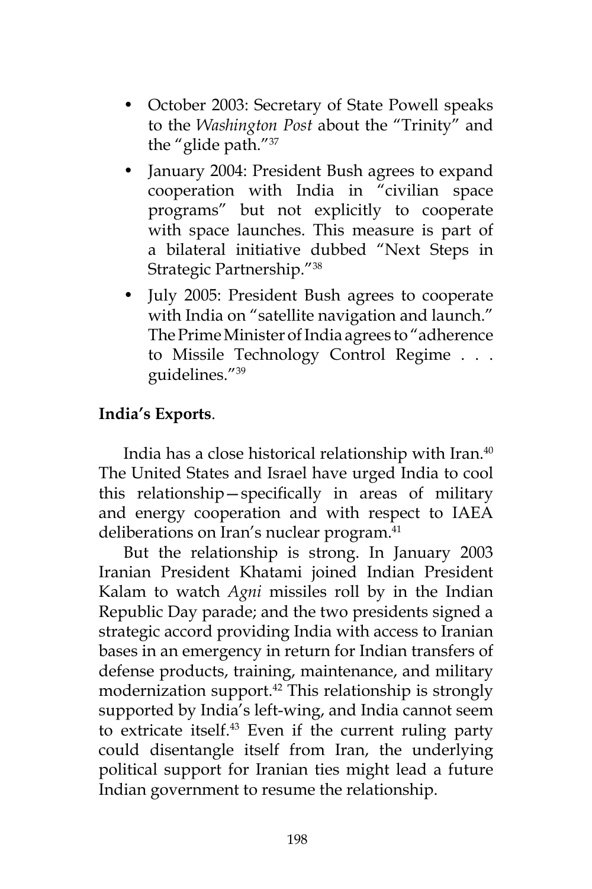- October 2003: Secretary of State Powell speaks to the *Washington Post* about the "Trinity" and the "glide path."[37]
- January 2004: President Bush agrees to expand cooperation with India in "civilian space programs" but not explicitly to cooperate with space launches. This measure is part of a bilateral initiative dubbed "Next Steps in Strategic Partnership."[38]
- July 2005: President Bush agrees to cooperate with India on "satellite navigation and launch." The Prime Minister of India agrees to "adherence to Missile Technology Control Regime . . . guidelines."[39]

**India's Exports**.

India has a close historical relationship with Iran.[40] The United States and Israel have urged India to cool this relationship—specifically in areas of military and energy cooperation and with respect to IAEA deliberations on Iran's nuclear program.[41]

But the relationship is strong. In January 2003 Iranian President Khatami joined Indian President Kalam to watch *Agni* missiles roll by in the Indian Republic Day parade; and the two presidents signed a strategic accord providing India with access to Iranian bases in an emergency in return for Indian transfers of defense products, training, maintenance, and military modernization support.[42] This relationship is strongly supported by India's left-wing, and India cannot seem to extricate itself.[43] Even if the current ruling party could disentangle itself from Iran, the underlying political support for Iranian ties might lead a future Indian government to resume the relationship.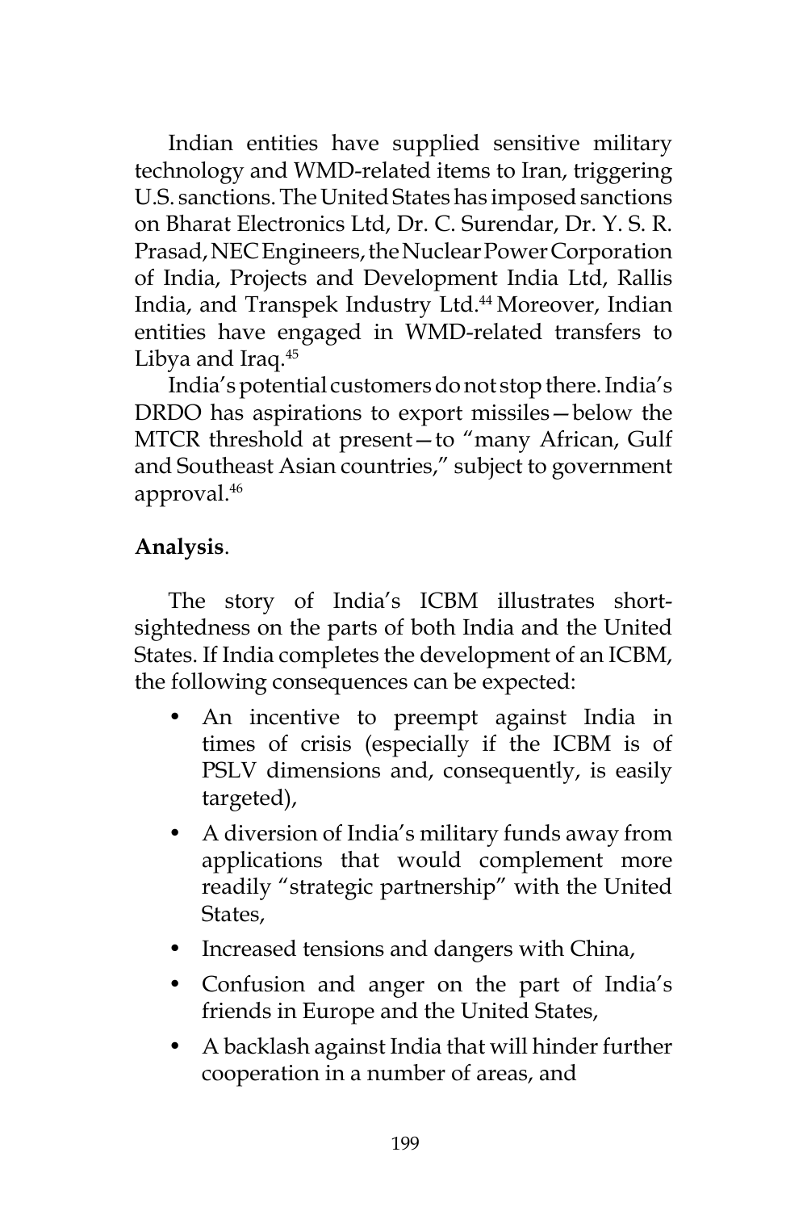Indian entities have supplied sensitive military technology and WMD-related items to Iran, triggering U.S. sanctions. The United States has imposed sanctions on Bharat Electronics Ltd, Dr. C. Surendar, Dr. Y. S. R. Prasad, NEC Engineers, the Nuclear Power Corporation of India, Projects and Development India Ltd, Rallis India, and Transpek Industry Ltd.[44] Moreover, Indian entities have engaged in WMD-related transfers to Libya and Iraq.[45]

India's potential customers do not stop there. India's DRDO has aspirations to export missiles—below the MTCR threshold at present—to "many African, Gulf and Southeast Asian countries," subject to government approval.[46]

**Analysis**.

The story of India's ICBM illustrates short-sightedness on the parts of both India and the United States. If India completes the development of an ICBM, the following consequences can be expected:

- An incentive to preempt against India in times of crisis (especially if the ICBM is of PSLV dimensions and, consequently, is easily targeted),
- A diversion of India's military funds away from applications that would complement more readily "strategic partnership" with the United States,
- Increased tensions and dangers with China,
- Confusion and anger on the part of India's friends in Europe and the United States,
- A backlash against India that will hinder further cooperation in a number of areas, and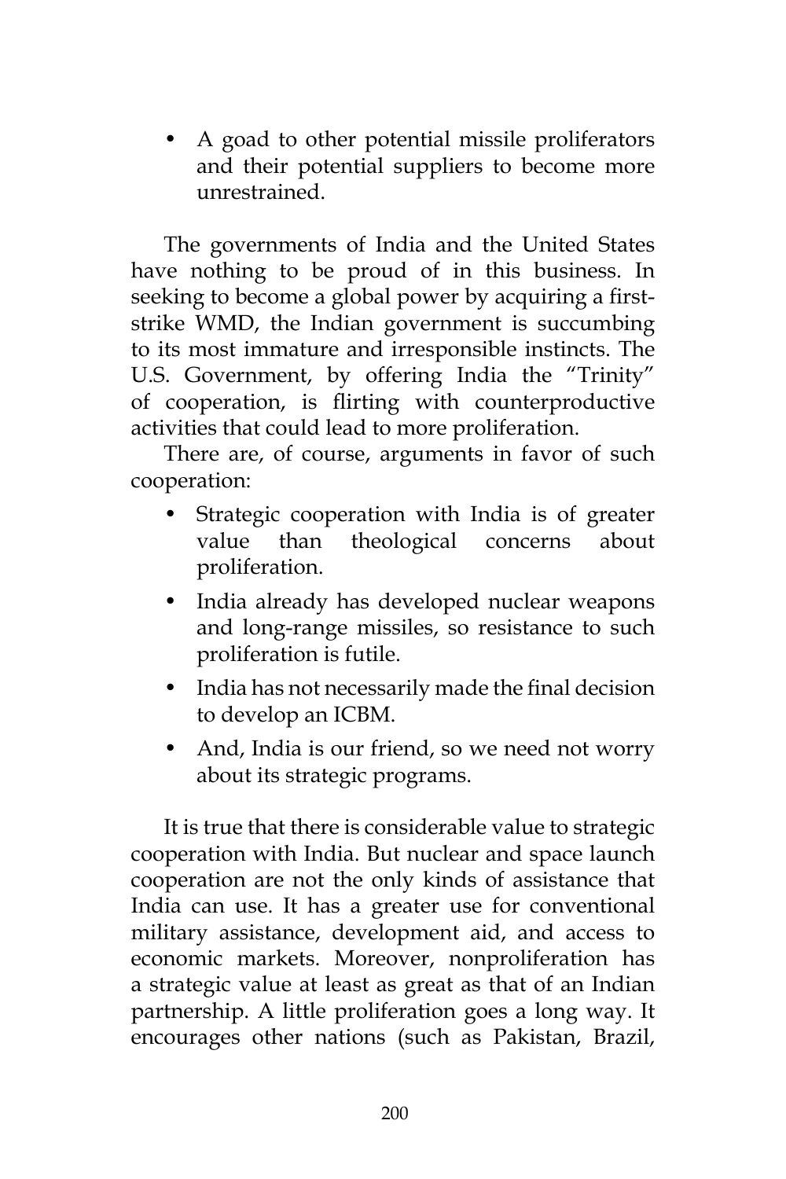- A goad to other potential missile proliferators and their potential suppliers to become more unrestrained.

The governments of India and the United States have nothing to be proud of in this business. In seeking to become a global power by acquiring a first-strike WMD, the Indian government is succumbing to its most immature and irresponsible instincts. The U.S. Government, by offering India the "Trinity" of cooperation, is flirting with counterproductive activities that could lead to more proliferation.

There are, of course, arguments in favor of such cooperation:

- Strategic cooperation with India is of greater value than theological concerns about proliferation.
- India already has developed nuclear weapons and long-range missiles, so resistance to such proliferation is futile.
- India has not necessarily made the final decision to develop an ICBM.
- And, India is our friend, so we need not worry about its strategic programs.

It is true that there is considerable value to strategic cooperation with India. But nuclear and space launch cooperation are not the only kinds of assistance that India can use. It has a greater use for conventional military assistance, development aid, and access to economic markets. Moreover, nonproliferation has a strategic value at least as great as that of an Indian partnership. A little proliferation goes a long way. It encourages other nations (such as Pakistan, Brazil,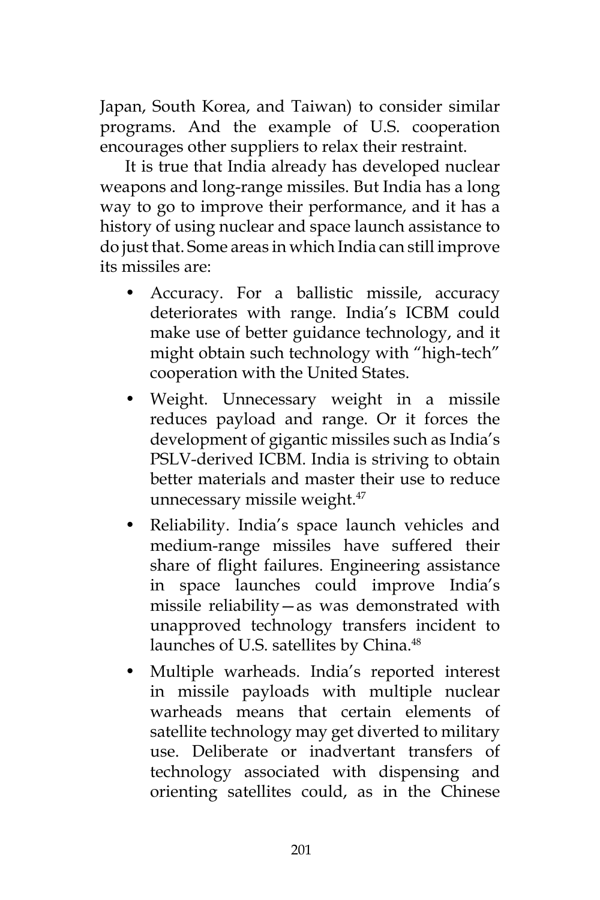Japan, South Korea, and Taiwan) to consider similar programs. And the example of U.S. cooperation encourages other suppliers to relax their restraint.

It is true that India already has developed nuclear weapons and long-range missiles. But India has a long way to go to improve their performance, and it has a history of using nuclear and space launch assistance to do just that. Some areas in which India can still improve its missiles are:

- Accuracy. For a ballistic missile, accuracy deteriorates with range. India's ICBM could make use of better guidance technology, and it might obtain such technology with "high-tech" cooperation with the United States.
- Weight. Unnecessary weight in a missile reduces payload and range. Or it forces the development of gigantic missiles such as India's PSLV-derived ICBM. India is striving to obtain better materials and master their use to reduce unnecessary missile weight.[47]
- Reliability. India's space launch vehicles and medium-range missiles have suffered their share of flight failures. Engineering assistance in space launches could improve India's missile reliability—as was demonstrated with unapproved technology transfers incident to launches of U.S. satellites by China.[48]
- Multiple warheads. India's reported interest in missile payloads with multiple nuclear warheads means that certain elements of satellite technology may get diverted to military use. Deliberate or inadvertant transfers of technology associated with dispensing and orienting satellites could, as in the Chinese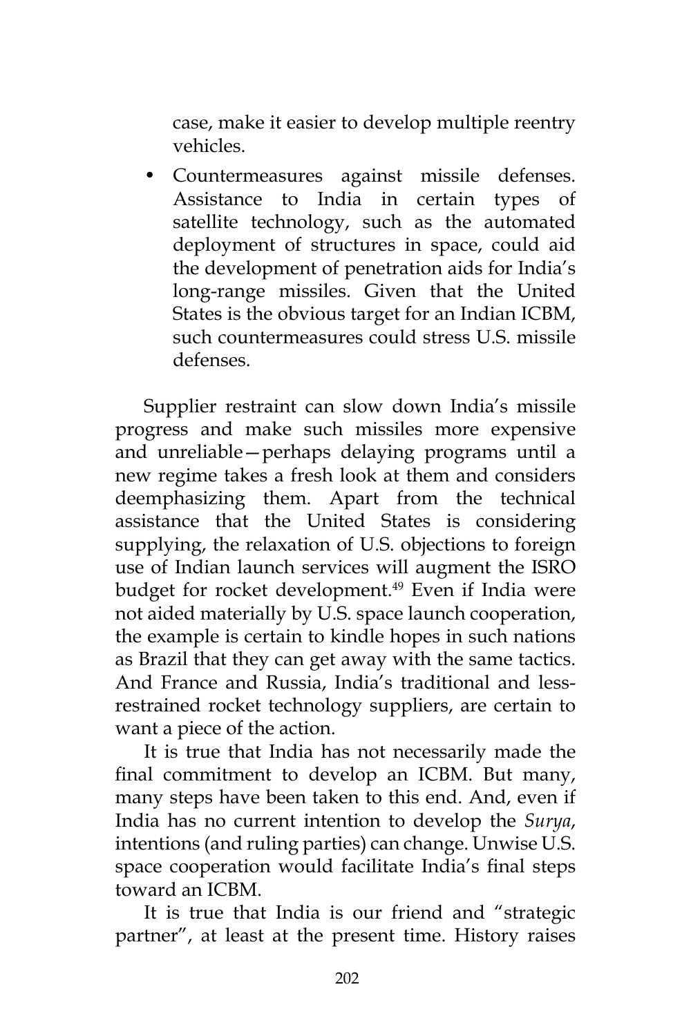case, make it easier to develop multiple reentry vehicles.

- Countermeasures against missile defenses. Assistance to India in certain types of satellite technology, such as the automated deployment of structures in space, could aid the development of penetration aids for India's long-range missiles. Given that the United States is the obvious target for an Indian ICBM, such countermeasures could stress U.S. missile defenses.

Supplier restraint can slow down India's missile progress and make such missiles more expensive and unreliable—perhaps delaying programs until a new regime takes a fresh look at them and considers deemphasizing them. Apart from the technical assistance that the United States is considering supplying, the relaxation of U.S. objections to foreign use of Indian launch services will augment the ISRO budget for rocket development.[49] Even if India were not aided materially by U.S. space launch cooperation, the example is certain to kindle hopes in such nations as Brazil that they can get away with the same tactics. And France and Russia, India's traditional and less-restrained rocket technology suppliers, are certain to want a piece of the action.

It is true that India has not necessarily made the final commitment to develop an ICBM. But many, many steps have been taken to this end. And, even if India has no current intention to develop the *Surya*, intentions (and ruling parties) can change. Unwise U.S. space cooperation would facilitate India's final steps toward an ICBM.

It is true that India is our friend and "strategic partner", at least at the present time. History raises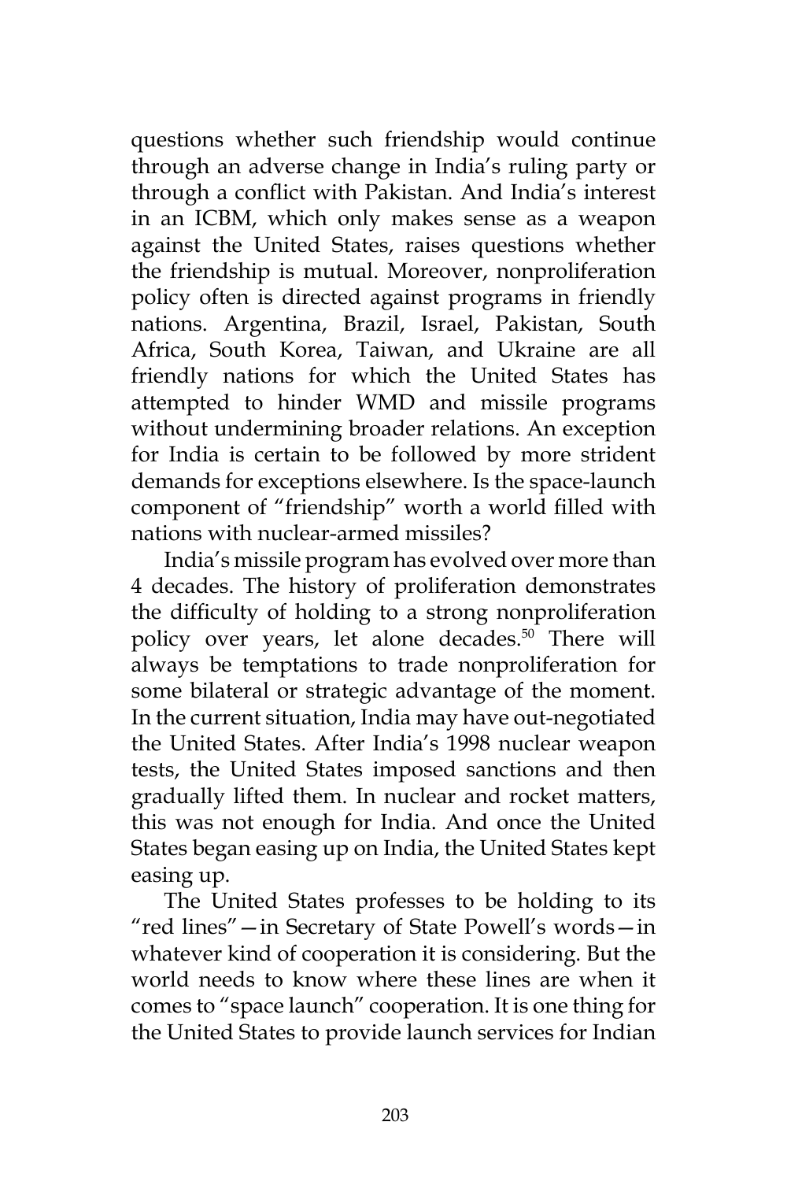questions whether such friendship would continue through an adverse change in India's ruling party or through a conflict with Pakistan. And India's interest in an ICBM, which only makes sense as a weapon against the United States, raises questions whether the friendship is mutual. Moreover, nonproliferation policy often is directed against programs in friendly nations. Argentina, Brazil, Israel, Pakistan, South Africa, South Korea, Taiwan, and Ukraine are all friendly nations for which the United States has attempted to hinder WMD and missile programs without undermining broader relations. An exception for India is certain to be followed by more strident demands for exceptions elsewhere. Is the space-launch component of "friendship" worth a world filled with nations with nuclear-armed missiles?

India's missile program has evolved over more than 4 decades. The history of proliferation demonstrates the difficulty of holding to a strong nonproliferation policy over years, let alone decades.[50] There will always be temptations to trade nonproliferation for some bilateral or strategic advantage of the moment. In the current situation, India may have out-negotiated the United States. After India's 1998 nuclear weapon tests, the United States imposed sanctions and then gradually lifted them. In nuclear and rocket matters, this was not enough for India. And once the United States began easing up on India, the United States kept easing up.

The United States professes to be holding to its "red lines"—in Secretary of State Powell's words—in whatever kind of cooperation it is considering. But the world needs to know where these lines are when it comes to "space launch" cooperation. It is one thing for the United States to provide launch services for Indian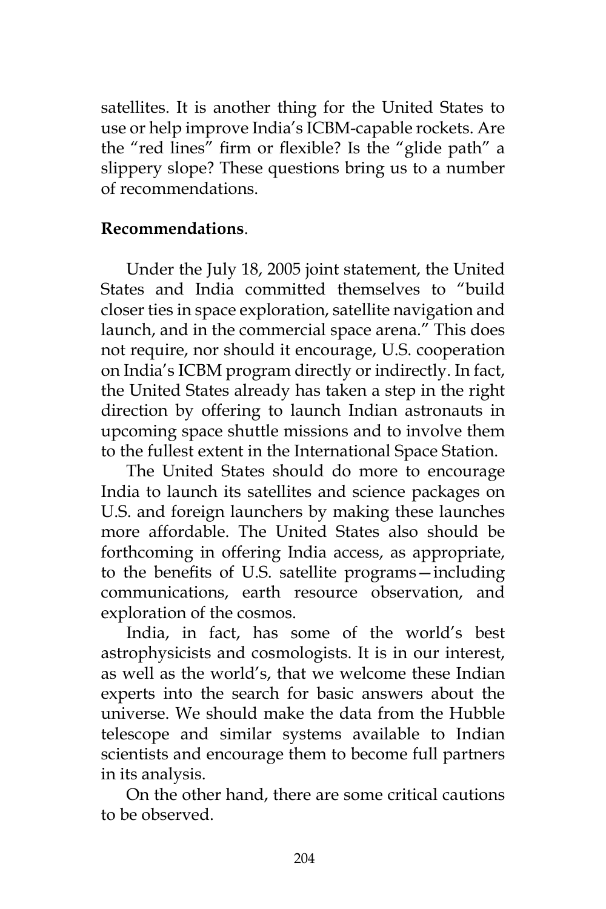satellites. It is another thing for the United States to use or help improve India's ICBM-capable rockets. Are the "red lines" firm or flexible? Is the "glide path" a slippery slope? These questions bring us to a number of recommendations.

**Recommendations**.

Under the July 18, 2005 joint statement, the United States and India committed themselves to "build closer ties in space exploration, satellite navigation and launch, and in the commercial space arena." This does not require, nor should it encourage, U.S. cooperation on India's ICBM program directly or indirectly. In fact, the United States already has taken a step in the right direction by offering to launch Indian astronauts in upcoming space shuttle missions and to involve them to the fullest extent in the International Space Station.

The United States should do more to encourage India to launch its satellites and science packages on U.S. and foreign launchers by making these launches more affordable. The United States also should be forthcoming in offering India access, as appropriate, to the benefits of U.S. satellite programs—including communications, earth resource observation, and exploration of the cosmos.

India, in fact, has some of the world's best astrophysicists and cosmologists. It is in our interest, as well as the world's, that we welcome these Indian experts into the search for basic answers about the universe. We should make the data from the Hubble telescope and similar systems available to Indian scientists and encourage them to become full partners in its analysis.

On the other hand, there are some critical cautions to be observed.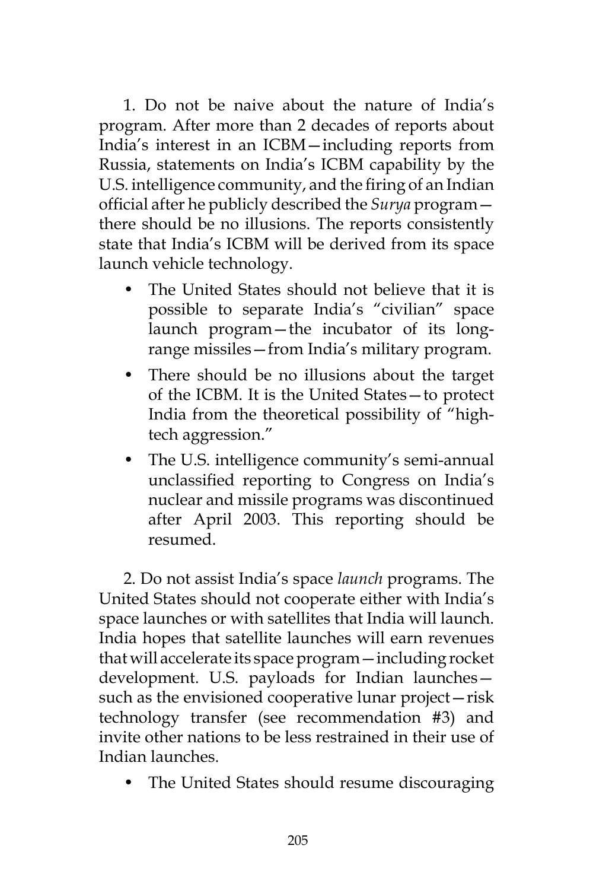1. Do not be naive about the nature of India's program. After more than 2 decades of reports about India's interest in an ICBM—including reports from Russia, statements on India's ICBM capability by the U.S. intelligence community, and the firing of an Indian official after he publicly described the *Surya* program—there should be no illusions. The reports consistently state that India's ICBM will be derived from its space launch vehicle technology.

- The United States should not believe that it is possible to separate India's "civilian" space launch program—the incubator of its long-range missiles—from India's military program.
- There should be no illusions about the target of the ICBM. It is the United States—to protect India from the theoretical possibility of "high-tech aggression."
- The U.S. intelligence community's semi-annual unclassified reporting to Congress on India's nuclear and missile programs was discontinued after April 2003. This reporting should be resumed.

2. Do not assist India's space *launch* programs. The United States should not cooperate either with India's space launches or with satellites that India will launch. India hopes that satellite launches will earn revenues that will accelerate its space program—including rocket development. U.S. payloads for Indian launches—such as the envisioned cooperative lunar project—risk technology transfer (see recommendation #3) and invite other nations to be less restrained in their use of Indian launches.

- The United States should resume discouraging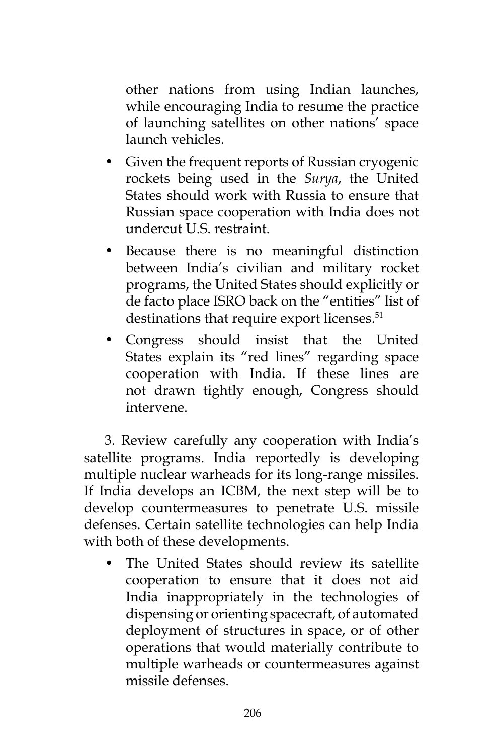other nations from using Indian launches, while encouraging India to resume the practice of launching satellites on other nations' space launch vehicles.

- Given the frequent reports of Russian cryogenic rockets being used in the *Surya*, the United States should work with Russia to ensure that Russian space cooperation with India does not undercut U.S. restraint.
- Because there is no meaningful distinction between India's civilian and military rocket programs, the United States should explicitly or de facto place ISRO back on the "entities" list of destinations that require export licenses.[51]
- Congress should insist that the United States explain its "red lines" regarding space cooperation with India. If these lines are not drawn tightly enough, Congress should intervene.

3. Review carefully any cooperation with India's satellite programs. India reportedly is developing multiple nuclear warheads for its long-range missiles. If India develops an ICBM, the next step will be to develop countermeasures to penetrate U.S. missile defenses. Certain satellite technologies can help India with both of these developments.

- The United States should review its satellite cooperation to ensure that it does not aid India inappropriately in the technologies of dispensing or orienting spacecraft, of automated deployment of structures in space, or of other operations that would materially contribute to multiple warheads or countermeasures against missile defenses.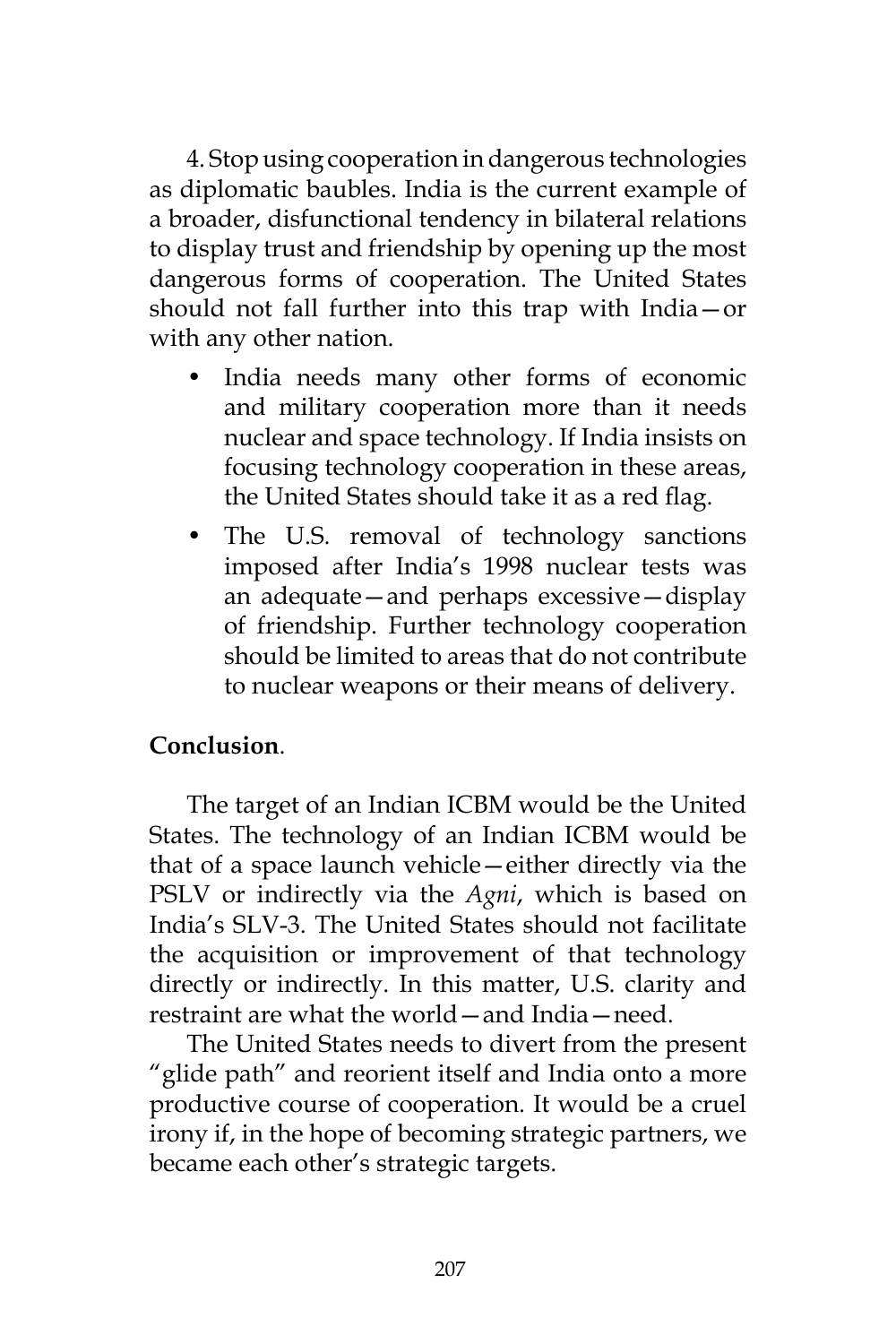4. Stop using cooperation in dangerous technologies as diplomatic baubles. India is the current example of a broader, disfunctional tendency in bilateral relations to display trust and friendship by opening up the most dangerous forms of cooperation. The United States should not fall further into this trap with India—or with any other nation.

- India needs many other forms of economic and military cooperation more than it needs nuclear and space technology. If India insists on focusing technology cooperation in these areas, the United States should take it as a red flag.
- The U.S. removal of technology sanctions imposed after India's 1998 nuclear tests was an adequate—and perhaps excessive—display of friendship. Further technology cooperation should be limited to areas that do not contribute to nuclear weapons or their means of delivery.

**Conclusion**.

The target of an Indian ICBM would be the United States. The technology of an Indian ICBM would be that of a space launch vehicle—either directly via the PSLV or indirectly via the *Agni*, which is based on India's SLV-3. The United States should not facilitate the acquisition or improvement of that technology directly or indirectly. In this matter, U.S. clarity and restraint are what the world—and India—need.

The United States needs to divert from the present "glide path" and reorient itself and India onto a more productive course of cooperation. It would be a cruel irony if, in the hope of becoming strategic partners, we became each other's strategic targets.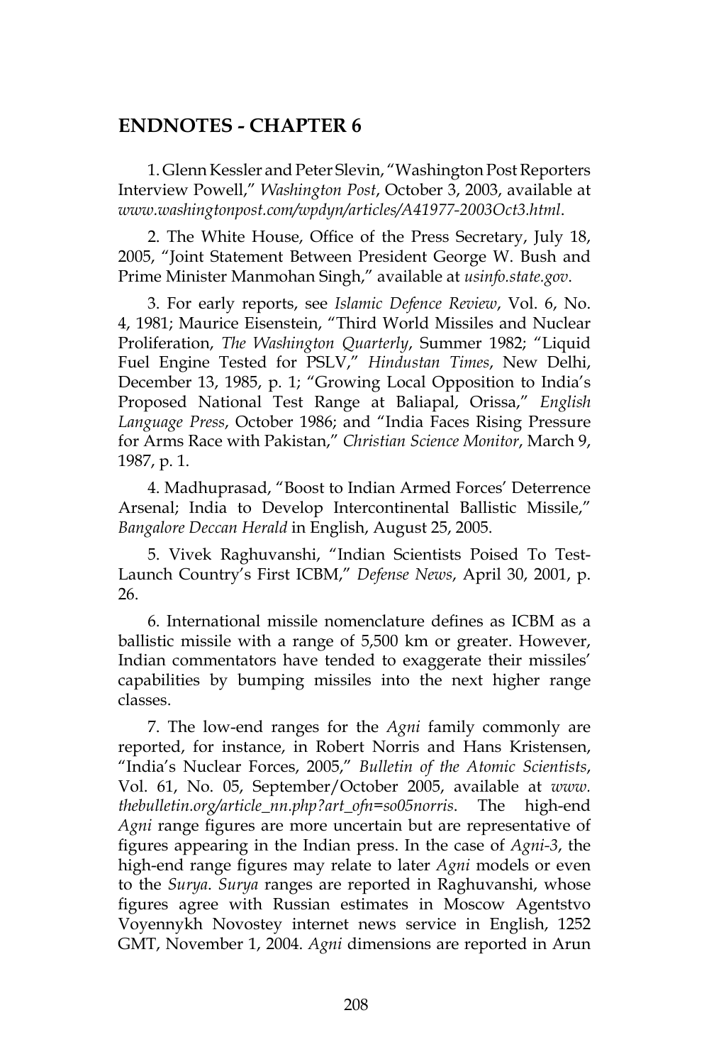## ENDNOTES - CHAPTER 6

1. Glenn Kessler and Peter Slevin, "Washington Post Reporters Interview Powell," *Washington Post*, October 3, 2003, available at *www.washingtonpost.com/wpdyn/articles/A41977-2003Oct3.html*.

2. The White House, Office of the Press Secretary, July 18, 2005, "Joint Statement Between President George W. Bush and Prime Minister Manmohan Singh," available at *usinfo.state.gov*.

3. For early reports, see *Islamic Defence Review*, Vol. 6, No. 4, 1981; Maurice Eisenstein, "Third World Missiles and Nuclear Proliferation, *The Washington Quarterly*, Summer 1982; "Liquid Fuel Engine Tested for PSLV," *Hindustan Times*, New Delhi, December 13, 1985, p. 1; "Growing Local Opposition to India's Proposed National Test Range at Baliapal, Orissa," *English Language Press*, October 1986; and "India Faces Rising Pressure for Arms Race with Pakistan," *Christian Science Monitor*, March 9, 1987, p. 1.

4. Madhuprasad, "Boost to Indian Armed Forces' Deterrence Arsenal; India to Develop Intercontinental Ballistic Missile," *Bangalore Deccan Herald* in English, August 25, 2005.

5. Vivek Raghuvanshi, "Indian Scientists Poised To Test-Launch Country's First ICBM," *Defense News*, April 30, 2001, p. 26.

6. International missile nomenclature defines as ICBM as a ballistic missile with a range of 5,500 km or greater. However, Indian commentators have tended to exaggerate their missiles' capabilities by bumping missiles into the next higher range classes.

7. The low-end ranges for the *Agni* family commonly are reported, for instance, in Robert Norris and Hans Kristensen, "India's Nuclear Forces, 2005," *Bulletin of the Atomic Scientists*, Vol. 61, No. 05, September/October 2005, available at *www.thebulletin.org/article_nn.php?art_ofn=so05norris*. The high-end *Agni* range figures are more uncertain but are representative of figures appearing in the Indian press. In the case of *Agni-3*, the high-end range figures may relate to later *Agni* models or even to the *Surya*. *Surya* ranges are reported in Raghuvanshi, whose figures agree with Russian estimates in Moscow Agentstvo Voyennykh Novostey internet news service in English, 1252 GMT, November 1, 2004. *Agni* dimensions are reported in Arun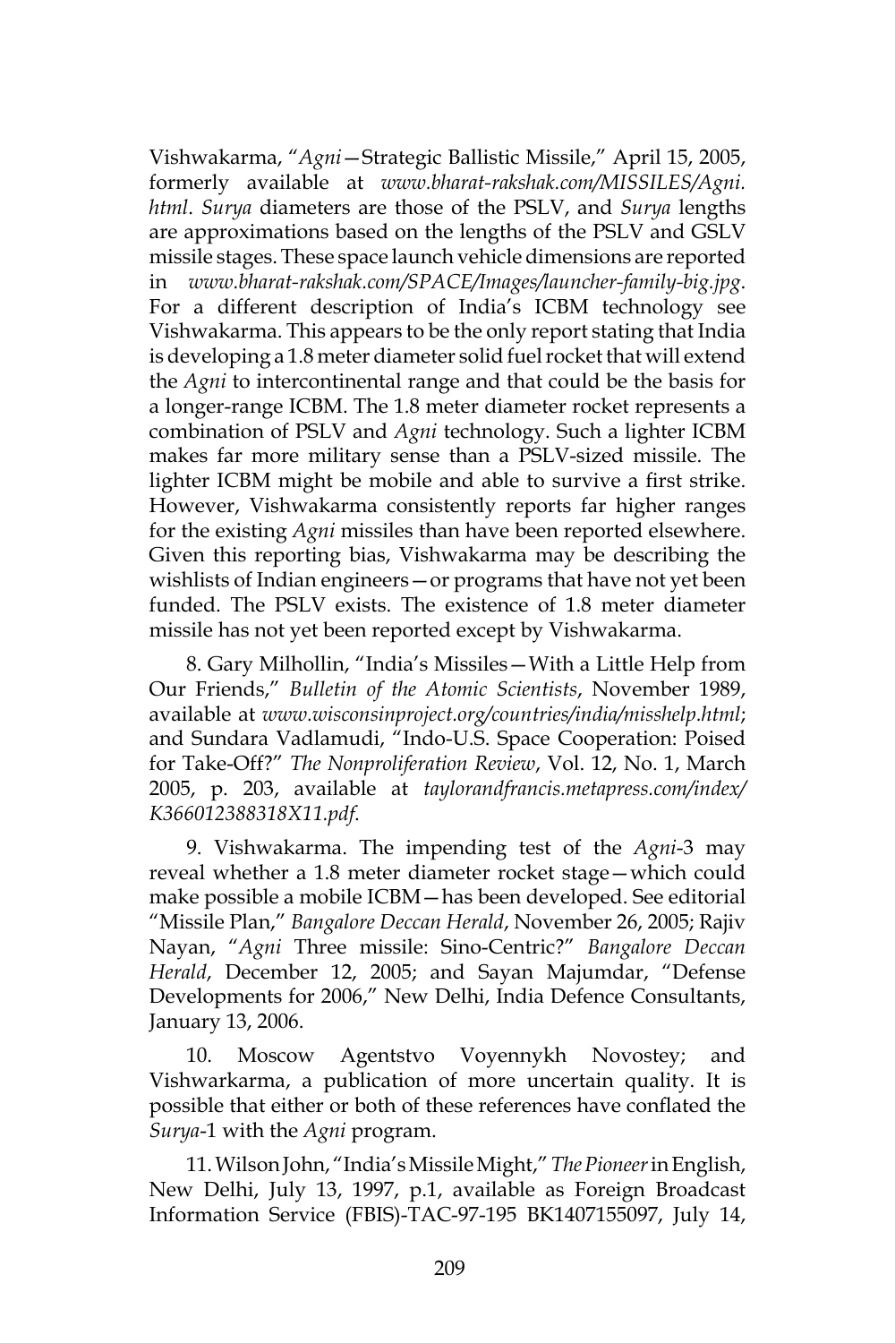Vishwakarma, "*Agni*—Strategic Ballistic Missile," April 15, 2005, formerly available at *www.bharat-rakshak.com/MISSILES/Agni.html*. *Surya* diameters are those of the PSLV, and *Surya* lengths are approximations based on the lengths of the PSLV and GSLV missile stages. These space launch vehicle dimensions are reported in *www.bharat-rakshak.com/SPACE/Images/launcher-family-big.jpg*. For a different description of India's ICBM technology see Vishwakarma. This appears to be the only report stating that India is developing a 1.8 meter diameter solid fuel rocket that will extend the *Agni* to intercontinental range and that could be the basis for a longer-range ICBM. The 1.8 meter diameter rocket represents a combination of PSLV and *Agni* technology. Such a lighter ICBM makes far more military sense than a PSLV-sized missile. The lighter ICBM might be mobile and able to survive a first strike. However, Vishwakarma consistently reports far higher ranges for the existing *Agni* missiles than have been reported elsewhere. Given this reporting bias, Vishwakarma may be describing the wishlists of Indian engineers—or programs that have not yet been funded. The PSLV exists. The existence of 1.8 meter diameter missile has not yet been reported except by Vishwakarma.

8. Gary Milhollin, "India's Missiles—With a Little Help from Our Friends," *Bulletin of the Atomic Scientists*, November 1989, available at *www.wisconsinproject.org/countries/india/misshelp.html*; and Sundara Vadlamudi, "Indo-U.S. Space Cooperation: Poised for Take-Off?" *The Nonproliferation Review*, Vol. 12, No. 1, March 2005, p. 203, available at *taylorandfrancis.metapress.com/index/K366012388318X11.pdf*.

9. Vishwakarma. The impending test of the *Agni*-3 may reveal whether a 1.8 meter diameter rocket stage—which could make possible a mobile ICBM—has been developed. See editorial "Missile Plan," *Bangalore Deccan Herald*, November 26, 2005; Rajiv Nayan, "*Agni* Three missile: Sino-Centric?" *Bangalore Deccan Herald*, December 12, 2005; and Sayan Majumdar, "Defense Developments for 2006," New Delhi, India Defence Consultants, January 13, 2006.

10. Moscow Agentstvo Voyennykh Novostey; and Vishwarkarma, a publication of more uncertain quality. It is possible that either or both of these references have conflated the *Surya*-1 with the *Agni* program.

11. Wilson John, "India's Missile Might," *The Pioneer* in English, New Delhi, July 13, 1997, p.1, available as Foreign Broadcast Information Service (FBIS)-TAC-97-195 BK1407155097, July 14,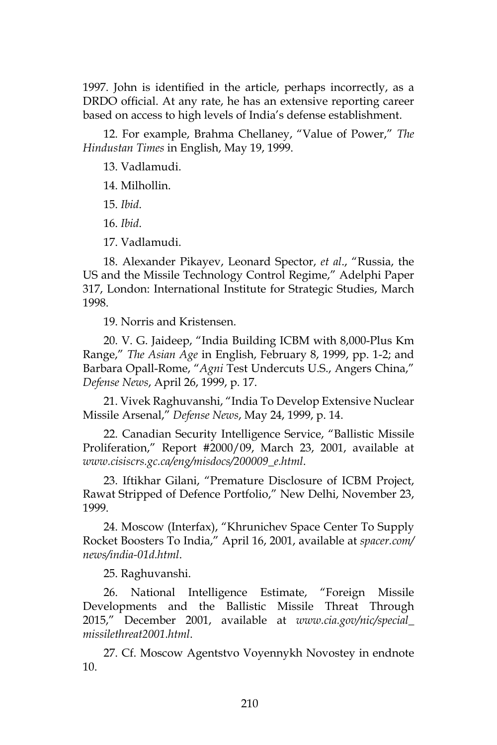1997. John is identified in the article, perhaps incorrectly, as a DRDO official. At any rate, he has an extensive reporting career based on access to high levels of India's defense establishment.

12. For example, Brahma Chellaney, "Value of Power," *The Hindustan Times* in English, May 19, 1999.

13. Vadlamudi.

14. Milhollin.

15. *Ibid*.

16. *Ibid*.

17. Vadlamudi.

18. Alexander Pikayev, Leonard Spector, *et al*., "Russia, the US and the Missile Technology Control Regime," Adelphi Paper 317, London: International Institute for Strategic Studies, March 1998.

19. Norris and Kristensen.

20. V. G. Jaideep, "India Building ICBM with 8,000-Plus Km Range," *The Asian Age* in English, February 8, 1999, pp. 1-2; and Barbara Opall-Rome, "*Agni* Test Undercuts U.S., Angers China," *Defense News*, April 26, 1999, p. 17.

21. Vivek Raghuvanshi, "India To Develop Extensive Nuclear Missile Arsenal," *Defense News*, May 24, 1999, p. 14.

22. Canadian Security Intelligence Service, "Ballistic Missile Proliferation," Report #2000/09, March 23, 2001, available at *www.cisiscrs.gc.ca/eng/misdocs/200009_e.html*.

23. Iftikhar Gilani, "Premature Disclosure of ICBM Project, Rawat Stripped of Defence Portfolio," New Delhi, November 23, 1999.

24. Moscow (Interfax), "Khrunichev Space Center To Supply Rocket Boosters To India," April 16, 2001, available at *spacer.com/news/india-01d.html*.

25. Raghuvanshi.

26. National Intelligence Estimate, "Foreign Missile Developments and the Ballistic Missile Threat Through 2015," December 2001, available at *www.cia.gov/nic/special_missilethreat2001.html*.

27. Cf. Moscow Agentstvo Voyennykh Novostey in endnote 10.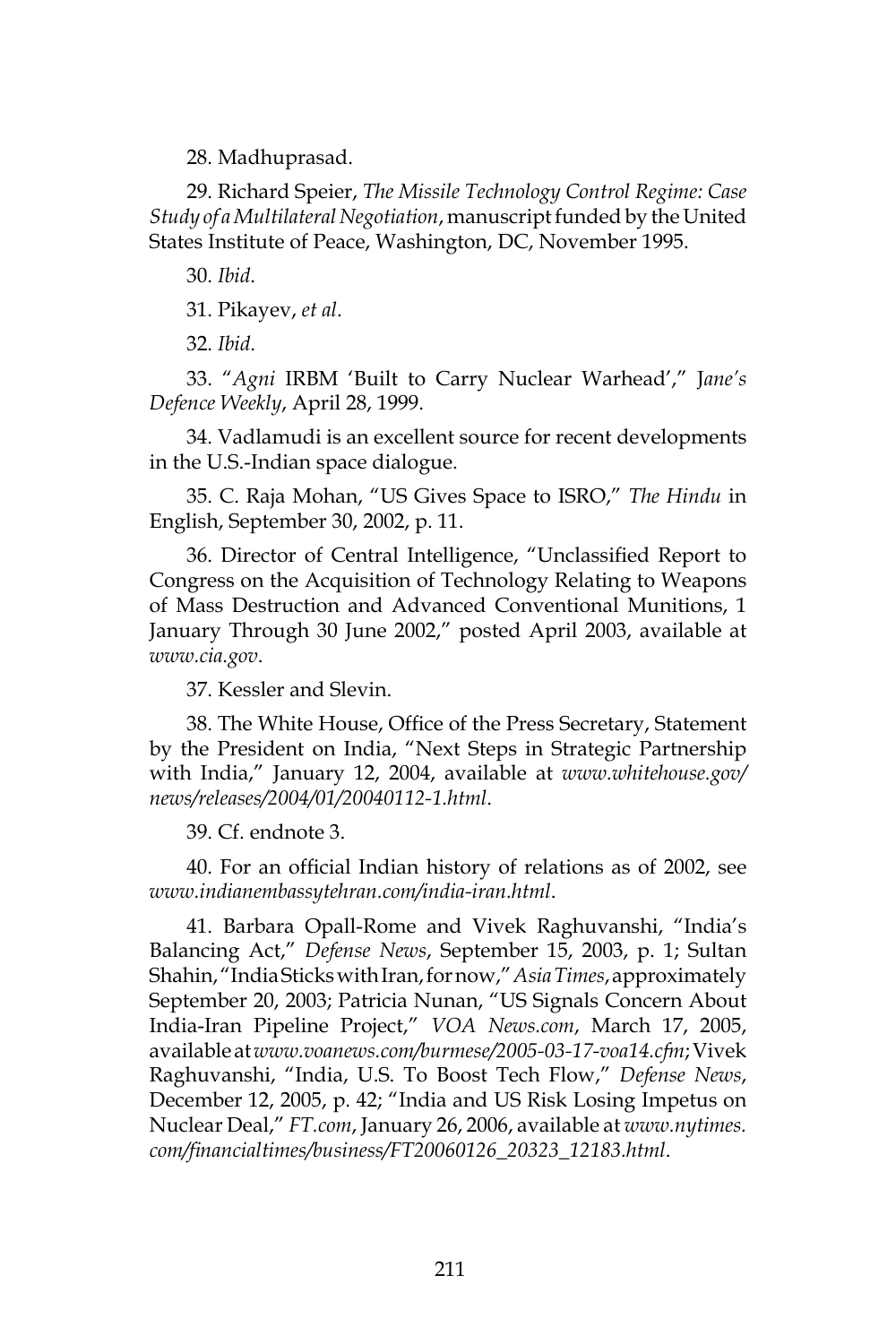28. Madhuprasad.

29. Richard Speier, *The Missile Technology Control Regime: Case Study of a Multilateral Negotiation*, manuscript funded by the United States Institute of Peace, Washington, DC, November 1995.

30. *Ibid*.

31. Pikayev, *et al*.

32. *Ibid*.

33. "*Agni* IRBM 'Built to Carry Nuclear Warhead'," J*ane's Defence Weekly*, April 28, 1999.

34. Vadlamudi is an excellent source for recent developments in the U.S.-Indian space dialogue.

35. C. Raja Mohan, "US Gives Space to ISRO," *The Hindu* in English, September 30, 2002, p. 11.

36. Director of Central Intelligence, "Unclassified Report to Congress on the Acquisition of Technology Relating to Weapons of Mass Destruction and Advanced Conventional Munitions, 1 January Through 30 June 2002," posted April 2003, available at *www.cia.gov*.

37. Kessler and Slevin.

38. The White House, Office of the Press Secretary, Statement by the President on India, "Next Steps in Strategic Partnership with India," January 12, 2004, available at *www.whitehouse.gov/news/releases/2004/01/20040112-1.html*.

39. Cf. endnote 3.

40. For an official Indian history of relations as of 2002, see *www.indianembassytehran.com/india-iran.html*.

41. Barbara Opall-Rome and Vivek Raghuvanshi, "India's Balancing Act," *Defense News*, September 15, 2003, p. 1; Sultan Shahin, "India Sticks with Iran, for now," *Asia Times*, approximately September 20, 2003; Patricia Nunan, "US Signals Concern About India-Iran Pipeline Project," *VOA News.com*, March 17, 2005, available at *www.voanews.com/burmese/2005-03-17-voa14.cfm*; Vivek Raghuvanshi, "India, U.S. To Boost Tech Flow," *Defense News*, December 12, 2005, p. 42; "India and US Risk Losing Impetus on Nuclear Deal," *FT.com*, January 26, 2006, available at *www.nytimes.com/financialtimes/business/FT20060126_20323_12183.html*.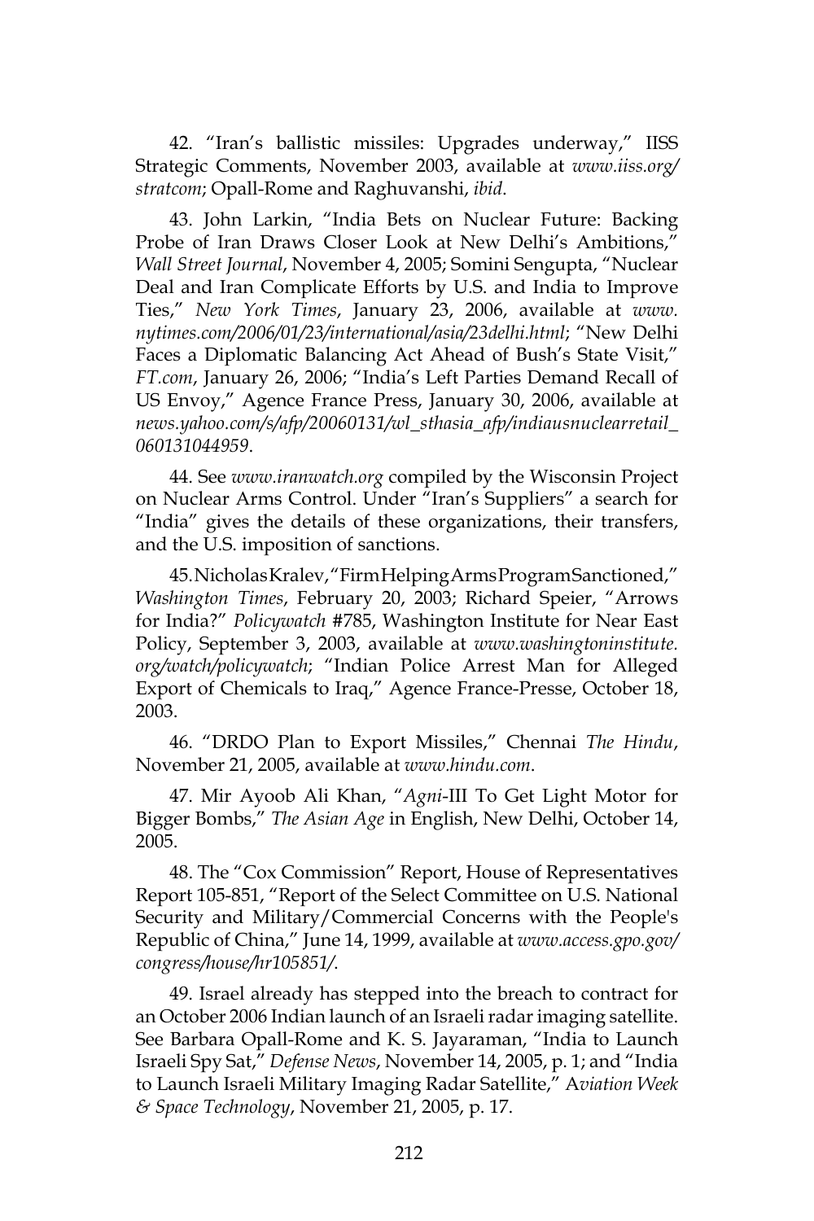42. "Iran's ballistic missiles: Upgrades underway," IISS Strategic Comments, November 2003, available at *www.iiss.org/stratcom*; Opall-Rome and Raghuvanshi, *ibid*.

43. John Larkin, "India Bets on Nuclear Future: Backing Probe of Iran Draws Closer Look at New Delhi's Ambitions," *Wall Street Journal*, November 4, 2005; Somini Sengupta, "Nuclear Deal and Iran Complicate Efforts by U.S. and India to Improve Ties," *New York Times*, January 23, 2006, available at *www.nytimes.com/2006/01/23/international/asia/23delhi.html*; "New Delhi Faces a Diplomatic Balancing Act Ahead of Bush's State Visit," *FT.com*, January 26, 2006; "India's Left Parties Demand Recall of US Envoy," Agence France Press, January 30, 2006, available at *news.yahoo.com/s/afp/20060131/wl_sthasia_afp/indiausnuclearretail_060131044959*.

44. See *www.iranwatch.org* compiled by the Wisconsin Project on Nuclear Arms Control. Under "Iran's Suppliers" a search for "India" gives the details of these organizations, their transfers, and the U.S. imposition of sanctions.

45. Nicholas Kralev, "Firm Helping Arms Program Sanctioned," *Washington Times*, February 20, 2003; Richard Speier, "Arrows for India?" *Policywatch* #785, Washington Institute for Near East Policy, September 3, 2003, available at *www.washingtoninstitute.org/watch/policywatch*; "Indian Police Arrest Man for Alleged Export of Chemicals to Iraq," Agence France-Presse, October 18, 2003.

46. "DRDO Plan to Export Missiles," Chennai *The Hindu*, November 21, 2005, available at *www.hindu.com*.

47. Mir Ayoob Ali Khan, "*Agni*-III To Get Light Motor for Bigger Bombs," *The Asian Age* in English, New Delhi, October 14, 2005.

48. The "Cox Commission" Report, House of Representatives Report 105-851, "Report of the Select Committee on U.S. National Security and Military/Commercial Concerns with the People's Republic of China," June 14, 1999, available at *www.access.gpo.gov/congress/house/hr105851/*.

49. Israel already has stepped into the breach to contract for an October 2006 Indian launch of an Israeli radar imaging satellite. See Barbara Opall-Rome and K. S. Jayaraman, "India to Launch Israeli Spy Sat," *Defense News*, November 14, 2005, p. 1; and "India to Launch Israeli Military Imaging Radar Satellite," *Aviation Week & Space Technology*, November 21, 2005, p. 17.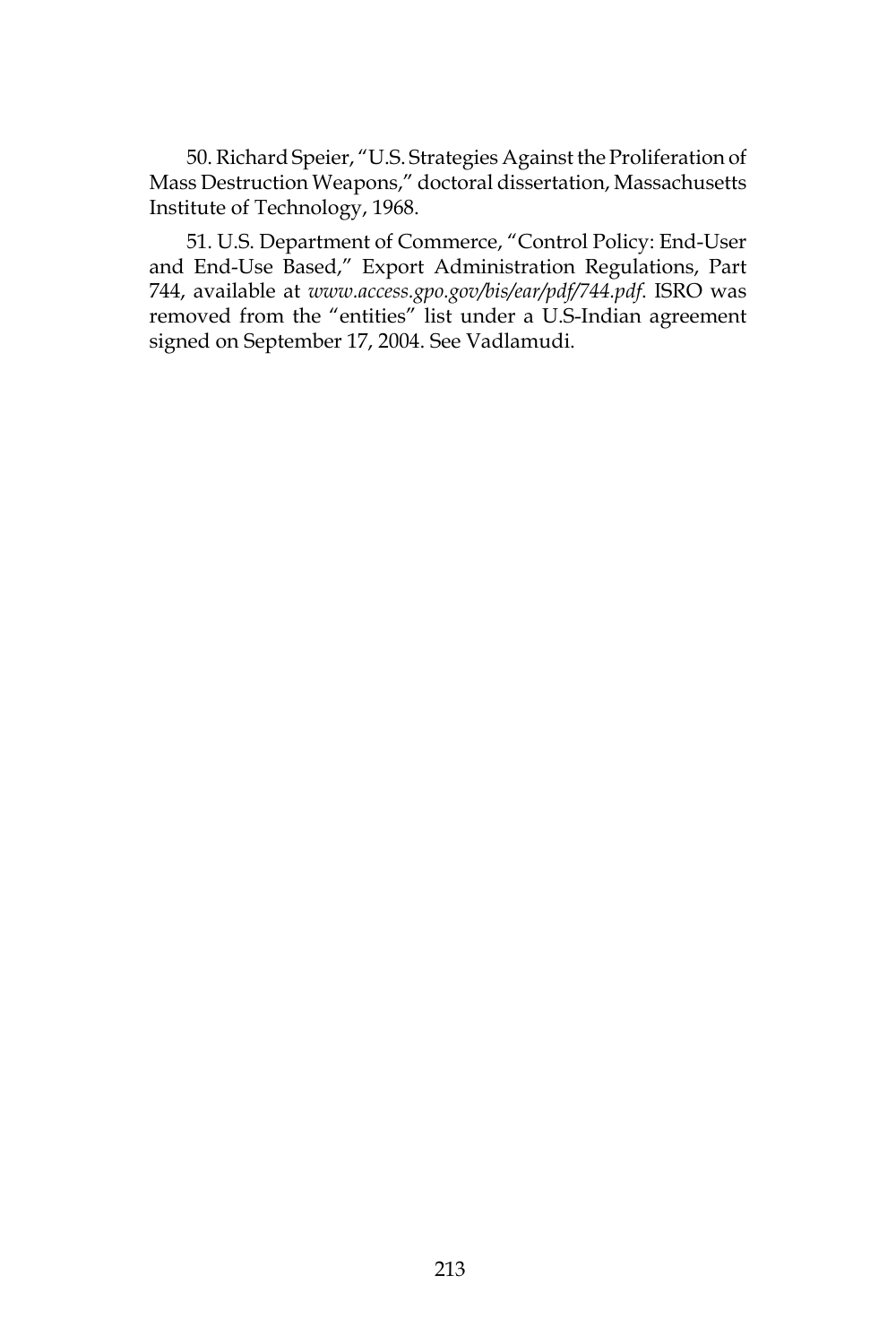50. Richard Speier, "U.S. Strategies Against the Proliferation of Mass Destruction Weapons," doctoral dissertation, Massachusetts Institute of Technology, 1968.

51. U.S. Department of Commerce, "Control Policy: End-User and End-Use Based," Export Administration Regulations, Part 744, available at *www.access.gpo.gov/bis/ear/pdf/744.pdf*. ISRO was removed from the "entities" list under a U.S-Indian agreement signed on September 17, 2004. See Vadlamudi.